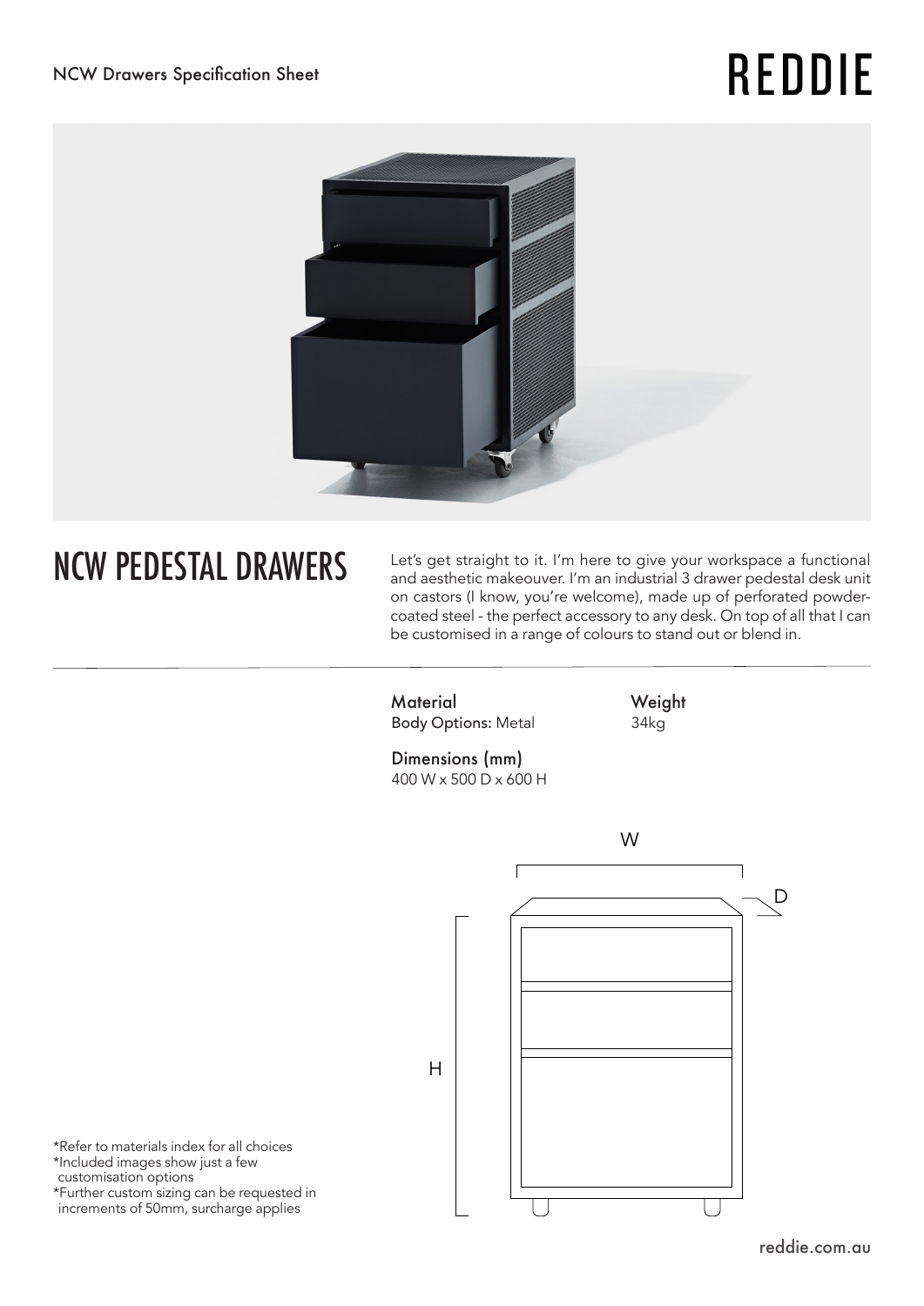NCW Drawers Specification Sheet

# REDDIE

## NCW PEDESTAL DRAWERS

Let's get straight to it. I'm here to give your workspace a functional and aesthetic makeouver. I'm an industrial 3 drawer pedestal desk unit on castors (I know, you're welcome), made up of perforated powder-coated steel - the perfect accessory to any desk. On top of all that I can be customised in a range of colours to stand out or blend in.

**Material**
**Body Options:** Metal

**Weight**
34kg

**Dimensions (mm)**
400 W x 500 D x 600 H

W

D

H

*Refer to materials index for all choices
*Included images show just a few customisation options
*Further custom sizing can be requested in increments of 50mm, surcharge applies

reddie.com.au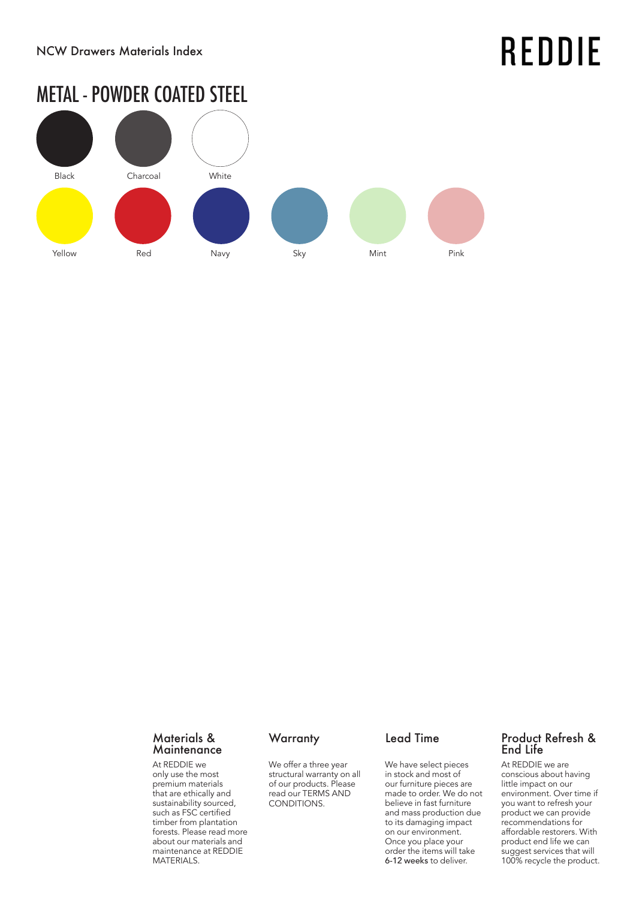NCW Drawers Materials Index

# REDDIE

## METAL - POWDER COATED STEEL

Black

Charcoal

White

Yellow

Red

Navy

Sky

Mint

Pink

### Materials & Maintenance

At REDDIE we only use the most premium materials that are ethically and sustainability sourced, such as FSC certified timber from plantation forests. Please read more about our materials and maintenance at REDDIE MATERIALS.

### Warranty

We offer a three year structural warranty on all of our products. Please read our TERMS AND CONDITIONS.

### Lead Time

We have select pieces in stock and most of our furniture pieces are made to order. We do not believe in fast furniture and mass production due to its damaging impact on our environment. Once you place your order the items will take 6-12 weeks to deliver.

### Product Refresh & End Life

At REDDIE we are conscious about having little impact on our environment. Over time if you want to refresh your product we can provide recommendations for affordable restorers. With product end life we can suggest services that will 100% recycle the product.